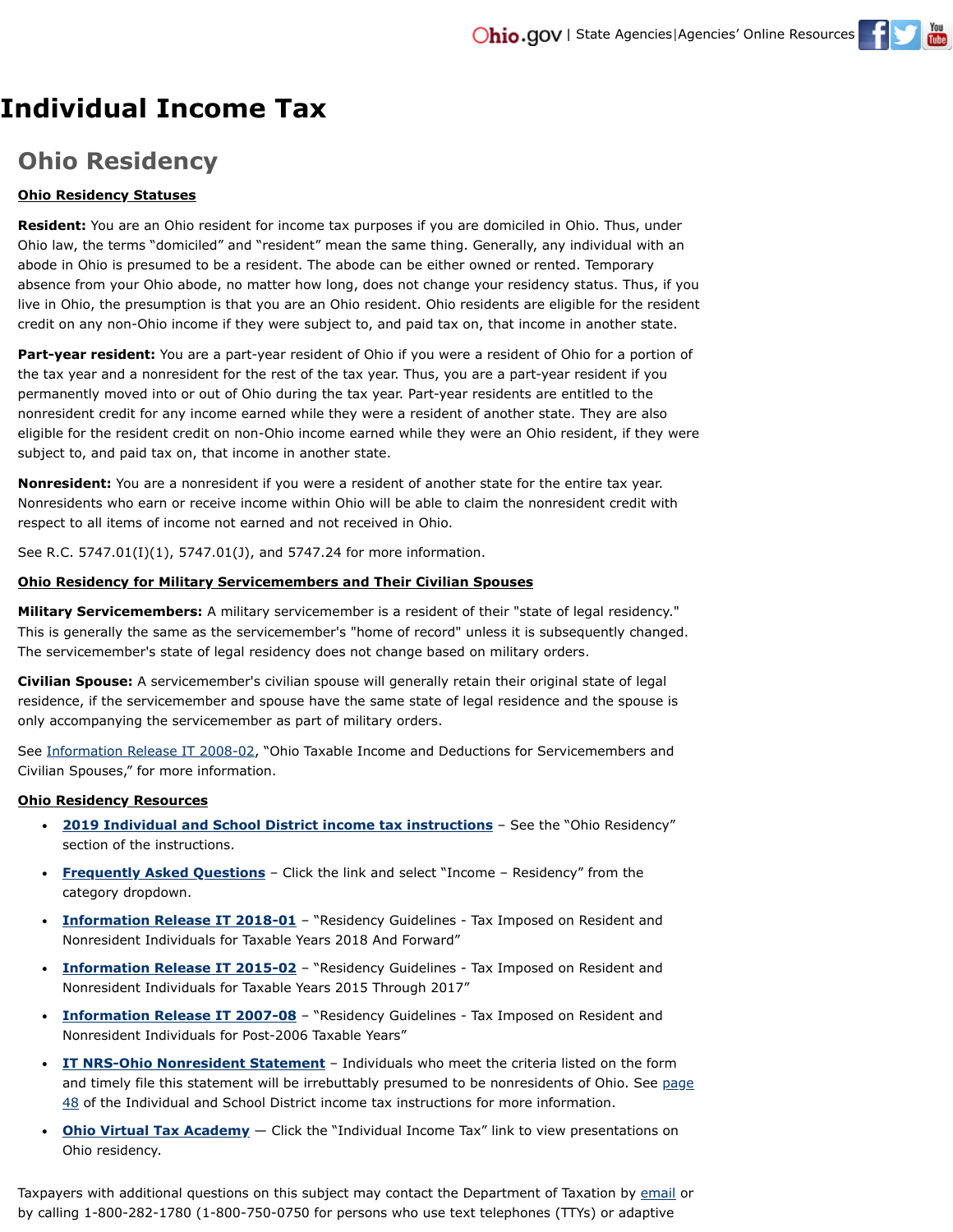# Individual Income Tax

## Ohio Residency

**Ohio Residency Statuses**

**Resident:** You are an Ohio resident for income tax purposes if you are domiciled in Ohio. Thus, under Ohio law, the terms "domiciled" and "resident" mean the same thing. Generally, any individual with an abode in Ohio is presumed to be a resident. The abode can be either owned or rented. Temporary absence from your Ohio abode, no matter how long, does not change your residency status. Thus, if you live in Ohio, the presumption is that you are an Ohio resident. Ohio residents are eligible for the resident credit on any non-Ohio income if they were subject to, and paid tax on, that income in another state.

**Part-year resident:** You are a part-year resident of Ohio if you were a resident of Ohio for a portion of the tax year and a nonresident for the rest of the tax year. Thus, you are a part-year resident if you permanently moved into or out of Ohio during the tax year. Part-year residents are entitled to the nonresident credit for any income earned while they were a resident of another state. They are also eligible for the resident credit on non-Ohio income earned while they were an Ohio resident, if they were subject to, and paid tax on, that income in another state.

**Nonresident:** You are a nonresident if you were a resident of another state for the entire tax year. Nonresidents who earn or receive income within Ohio will be able to claim the nonresident credit with respect to all items of income not earned and not received in Ohio.

See R.C. 5747.01(I)(1), 5747.01(J), and 5747.24 for more information.

**Ohio Residency for Military Servicemembers and Their Civilian Spouses**

**Military Servicemembers:** A military servicemember is a resident of their "state of legal residency." This is generally the same as the servicemember's "home of record" unless it is subsequently changed. The servicemember's state of legal residency does not change based on military orders.

**Civilian Spouse:** A servicemember's civilian spouse will generally retain their original state of legal residence, if the servicemember and spouse have the same state of legal residence and the spouse is only accompanying the servicemember as part of military orders.

See Information Release IT 2008-02, "Ohio Taxable Income and Deductions for Servicemembers and Civilian Spouses," for more information.

**Ohio Residency Resources**

- **2019 Individual and School District income tax instructions** – See the "Ohio Residency" section of the instructions.
- **Frequently Asked Questions** – Click the link and select "Income – Residency" from the category dropdown.
- **Information Release IT 2018-01** – "Residency Guidelines - Tax Imposed on Resident and Nonresident Individuals for Taxable Years 2018 And Forward"
- **Information Release IT 2015-02** – "Residency Guidelines - Tax Imposed on Resident and Nonresident Individuals for Taxable Years 2015 Through 2017"
- **Information Release IT 2007-08** – "Residency Guidelines - Tax Imposed on Resident and Nonresident Individuals for Post-2006 Taxable Years"
- **IT NRS-Ohio Nonresident Statement** – Individuals who meet the criteria listed on the form and timely file this statement will be irrebuttably presumed to be nonresidents of Ohio. See page 48 of the Individual and School District income tax instructions for more information.
- **Ohio Virtual Tax Academy** — Click the "Individual Income Tax" link to view presentations on Ohio residency.

Taxpayers with additional questions on this subject may contact the Department of Taxation by email or by calling 1-800-282-1780 (1-800-750-0750 for persons who use text telephones (TTYs) or adaptive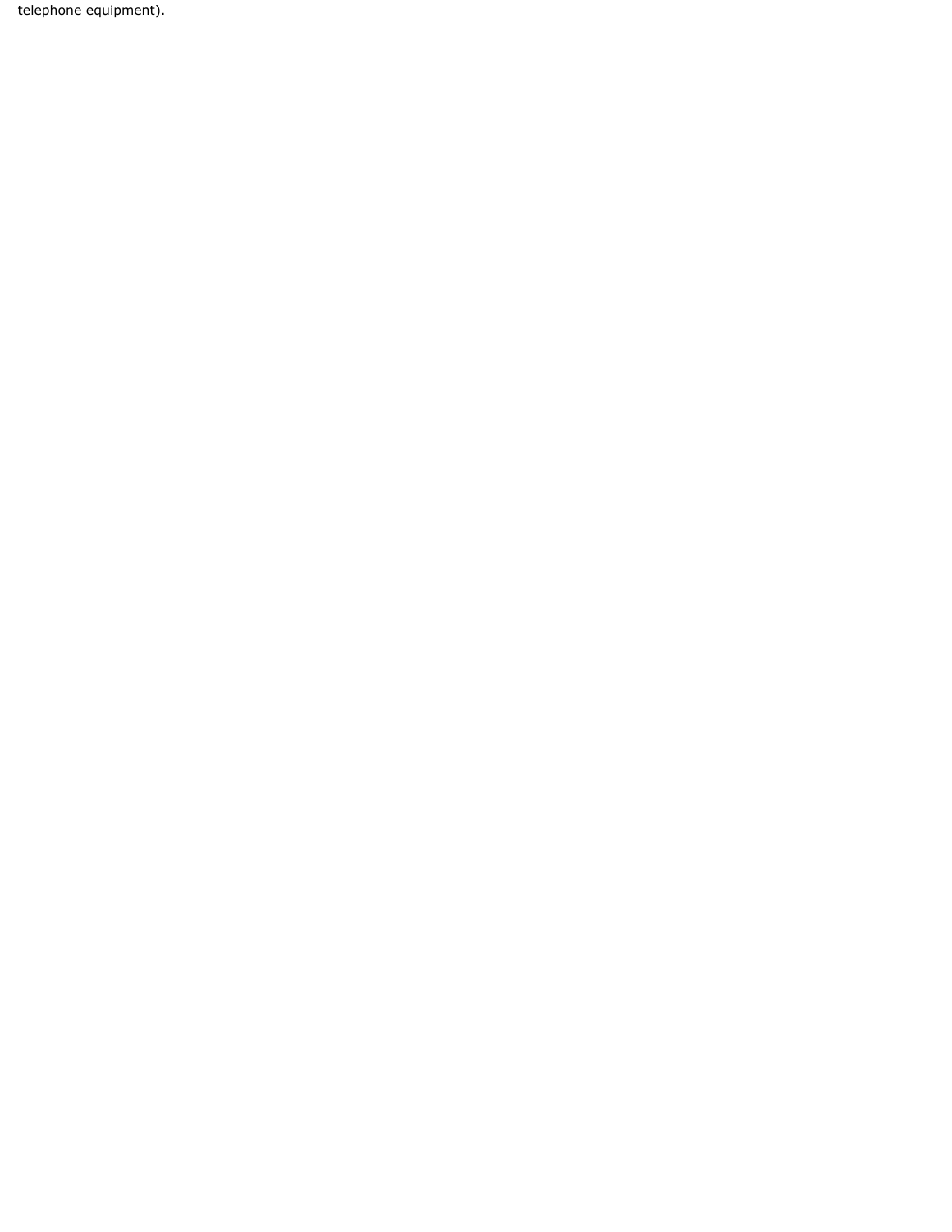telephone equipment).